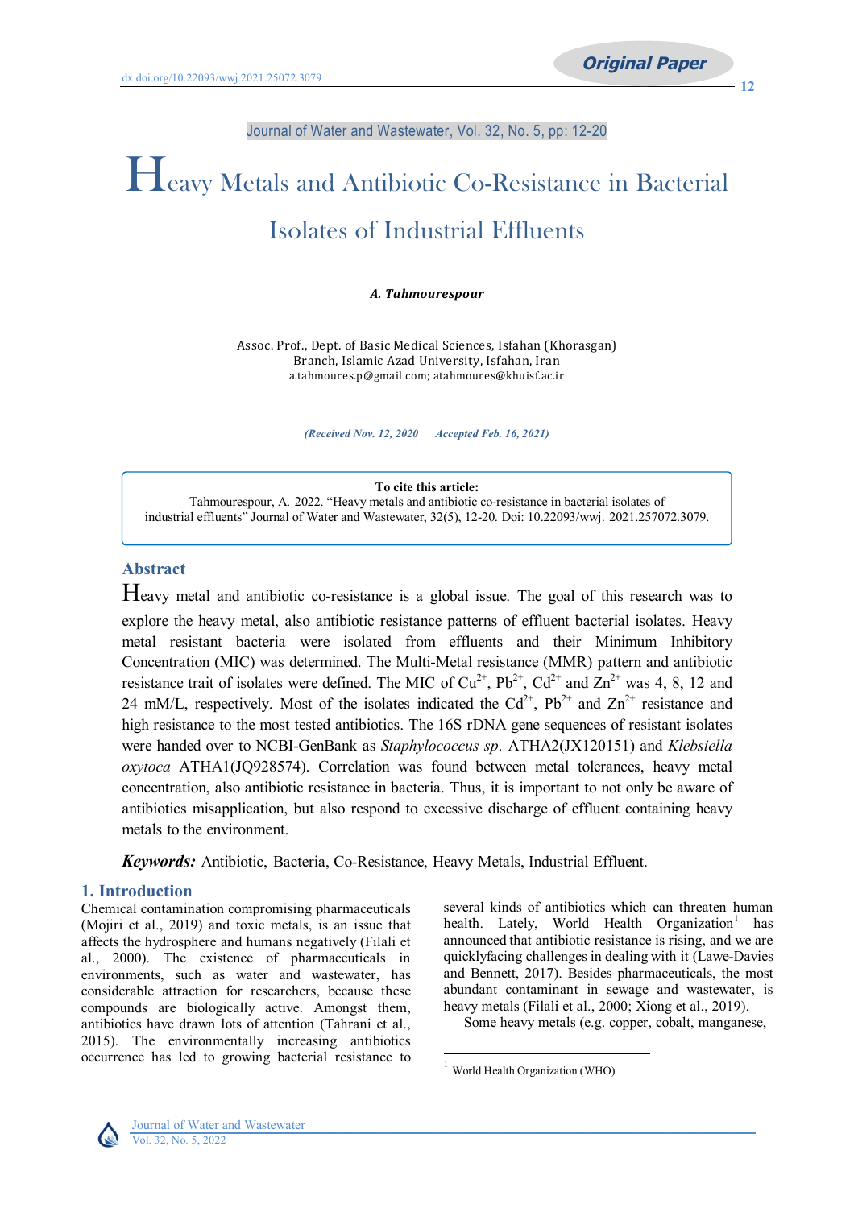Journal of Water and Wastewater, Vol. 32, No. 5, pp: 12-20

# Heavy Metals and Antibiotic Co-Resistance in Bacterial Isolates of Industrial Effluents

***A. Tahmourespour***

Assoc. Prof., Dept. of Basic Medical Sciences, Isfahan (Khorasgan) Branch, Islamic Azad University, Isfahan, Iran
a.tahmoures.p@gmail.com; atahmoures@khuisf.ac.ir

*(Received Nov. 12, 2020 Accepted Feb. 16, 2021)*

**To cite this article:**
Tahmourespour, A. 2022. "Heavy metals and antibiotic co-resistance in bacterial isolates of industrial effluents" Journal of Water and Wastewater, 32(5), 12-20. Doi: 10.22093/wwj. 2021.257072.3079.

## Abstract

Heavy metal and antibiotic co-resistance is a global issue. The goal of this research was to explore the heavy metal, also antibiotic resistance patterns of effluent bacterial isolates. Heavy metal resistant bacteria were isolated from effluents and their Minimum Inhibitory Concentration (MIC) was determined. The Multi-Metal resistance (MMR) pattern and antibiotic resistance trait of isolates were defined. The MIC of $Cu^{2+}$, $Pb^{2+}$, $Cd^{2+}$ and $Zn^{2+}$ was 4, 8, 12 and 24 mM/L, respectively. Most of the isolates indicated the $Cd^{2+}$, $Pb^{2+}$ and $Zn^{2+}$ resistance and high resistance to the most tested antibiotics. The 16S rDNA gene sequences of resistant isolates were handed over to NCBI-GenBank as *Staphylococcus sp*. ATHA2(JX120151) and *Klebsiella oxytoca* ATHA1(JQ928574). Correlation was found between metal tolerances, heavy metal concentration, also antibiotic resistance in bacteria. Thus, it is important to not only be aware of antibiotics misapplication, but also respond to excessive discharge of effluent containing heavy metals to the environment.

***Keywords:*** Antibiotic, Bacteria, Co-Resistance, Heavy Metals, Industrial Effluent.

## 1. Introduction

Chemical contamination compromising pharmaceuticals (Mojiri et al., 2019) and toxic metals, is an issue that affects the hydrosphere and humans negatively (Filali et al., 2000). The existence of pharmaceuticals in environments, such as water and wastewater, has considerable attraction for researchers, because these compounds are biologically active. Amongst them, antibiotics have drawn lots of attention (Tahrani et al., 2015). The environmentally increasing antibiotics occurrence has led to growing bacterial resistance to several kinds of antibiotics which can threaten human health. Lately, World Health Organization[1] has announced that antibiotic resistance is rising, and we are quicklyfacing challenges in dealing with it (Lawe-Davies and Bennett, 2017). Besides pharmaceuticals, the most abundant contaminant in sewage and wastewater, is heavy metals (Filali et al., 2000; Xiong et al., 2019).

Some heavy metals (e.g. copper, cobalt, manganese,

[1] World Health Organization (WHO)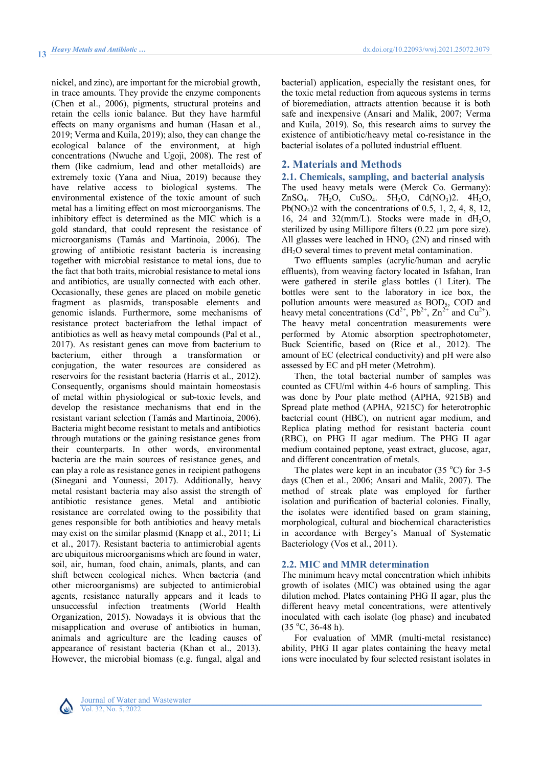nickel, and zinc), are important for the microbial growth, in trace amounts. They provide the enzyme components (Chen et al., 2006), pigments, structural proteins and retain the cells ionic balance. But they have harmful effects on many organisms and human (Hasan et al., 2019; Verma and Kuila, 2019); also, they can change the ecological balance of the environment, at high concentrations (Nwuche and Ugoji, 2008). The rest of them (like cadmium, lead and other metalloids) are extremely toxic (Yana and Niua, 2019) because they have relative access to biological systems. The environmental existence of the toxic amount of such metal has a limiting effect on most microorganisms. The inhibitory effect is determined as the MIC which is a gold standard, that could represent the resistance of microorganisms (Tamás and Martinoia, 2006). The growing of antibiotic resistant bacteria is increasing together with microbial resistance to metal ions, due to the fact that both traits, microbial resistance to metal ions and antibiotics, are usually connected with each other. Occasionally, these genes are placed on mobile genetic fragment as plasmids, transposable elements and genomic islands. Furthermore, some mechanisms of resistance protect bacteriafrom the lethal impact of antibiotics as well as heavy metal compounds (Pal et al., 2017). As resistant genes can move from bacterium to bacterium, either through a transformation or conjugation, the water resources are considered as reservoirs for the resistant bacteria (Harris et al., 2012). Consequently, organisms should maintain homeostasis of metal within physiological or sub-toxic levels, and develop the resistance mechanisms that end in the resistant variant selection (Tamás and Martinoia, 2006). Bacteria might become resistant to metals and antibiotics through mutations or the gaining resistance genes from their counterparts. In other words, environmental bacteria are the main sources of resistance genes, and can play a role as resistance genes in recipient pathogens (Sinegani and Younessi, 2017). Additionally, heavy metal resistant bacteria may also assist the strength of antibiotic resistance genes. Metal and antibiotic resistance are correlated owing to the possibility that genes responsible for both antibiotics and heavy metals may exist on the similar plasmid (Knapp et al., 2011; Li et al., 2017). Resistant bacteria to antimicrobial agents are ubiquitous microorganisms which are found in water, soil, air, human, food chain, animals, plants, and can shift between ecological niches. When bacteria (and other microorganisms) are subjected to antimicrobial agents, resistance naturally appears and it leads to unsuccessful infection treatments (World Health Organization, 2015). Nowadays it is obvious that the misapplication and overuse of antibiotics in human, animals and agriculture are the leading causes of appearance of resistant bacteria (Khan et al., 2013). However, the microbial biomass (e.g. fungal, algal and bacterial) application, especially the resistant ones, for the toxic metal reduction from aqueous systems in terms of bioremediation, attracts attention because it is both safe and inexpensive (Ansari and Malik, 2007; Verma and Kuila, 2019). So, this research aims to survey the existence of antibiotic/heavy metal co-resistance in the bacterial isolates of a polluted industrial effluent.

## 2. Materials and Methods

### 2.1. Chemicals, sampling, and bacterial analysis

The used heavy metals were (Merck Co. Germany): $ZnSO_4$. $7H_2O$, $CuSO_4$. $5H_2O$, $Cd(NO_3)2$. $4H_2O$, $Pb(NO_3)2$ with the concentrations of 0.5, 1, 2, 4, 8, 12, 16, 24 and 32(mm/L). Stocks were made in $dH_2O$, sterilized by using Millipore filters (0.22 µm pore size). All glasses were leached in $HNO_3$ (2N) and rinsed with $dH_2O$ several times to prevent metal contamination.

Two effluents samples (acrylic/human and acrylic effluents), from weaving factory located in Isfahan, Iran were gathered in sterile glass bottles (1 Liter). The bottles were sent to the laboratory in ice box, the pollution amounts were measured as $BOD_5$, COD and heavy metal concentrations ($Cd^{2+}$, $Pb^{2+}$, $Zn^{2+}$ and $Cu^{2+}$). The heavy metal concentration measurements were performed by Atomic absorption spectrophotometer, Buck Scientific, based on (Rice et al., 2012). The amount of EC (electrical conductivity) and pH were also assessed by EC and pH meter (Metrohm).

Then, the total bacterial number of samples was counted as CFU/ml within 4-6 hours of sampling. This was done by Pour plate method (APHA, 9215B) and Spread plate method (APHA, 9215C) for heterotrophic bacterial count (HBC), on nutrient agar medium, and Replica plating method for resistant bacteria count (RBC), on PHG II agar medium. The PHG II agar medium contained peptone, yeast extract, glucose, agar, and different concentration of metals.

The plates were kept in an incubator (35 °C) for 3-5 days (Chen et al., 2006; Ansari and Malik, 2007). The method of streak plate was employed for further isolation and purification of bacterial colonies. Finally, the isolates were identified based on gram staining, morphological, cultural and biochemical characteristics in accordance with Bergey's Manual of Systematic Bacteriology (Vos et al., 2011).

### 2.2. MIC and MMR determination

The minimum heavy metal concentration which inhibits growth of isolates (MIC) was obtained using the agar dilution mehod. Plates containing PHG II agar, plus the different heavy metal concentrations, were attentively inoculated with each isolate (log phase) and incubated (35 °C, 36-48 h).

For evaluation of MMR (multi-metal resistance) ability, PHG II agar plates containing the heavy metal ions were inoculated by four selected resistant isolates in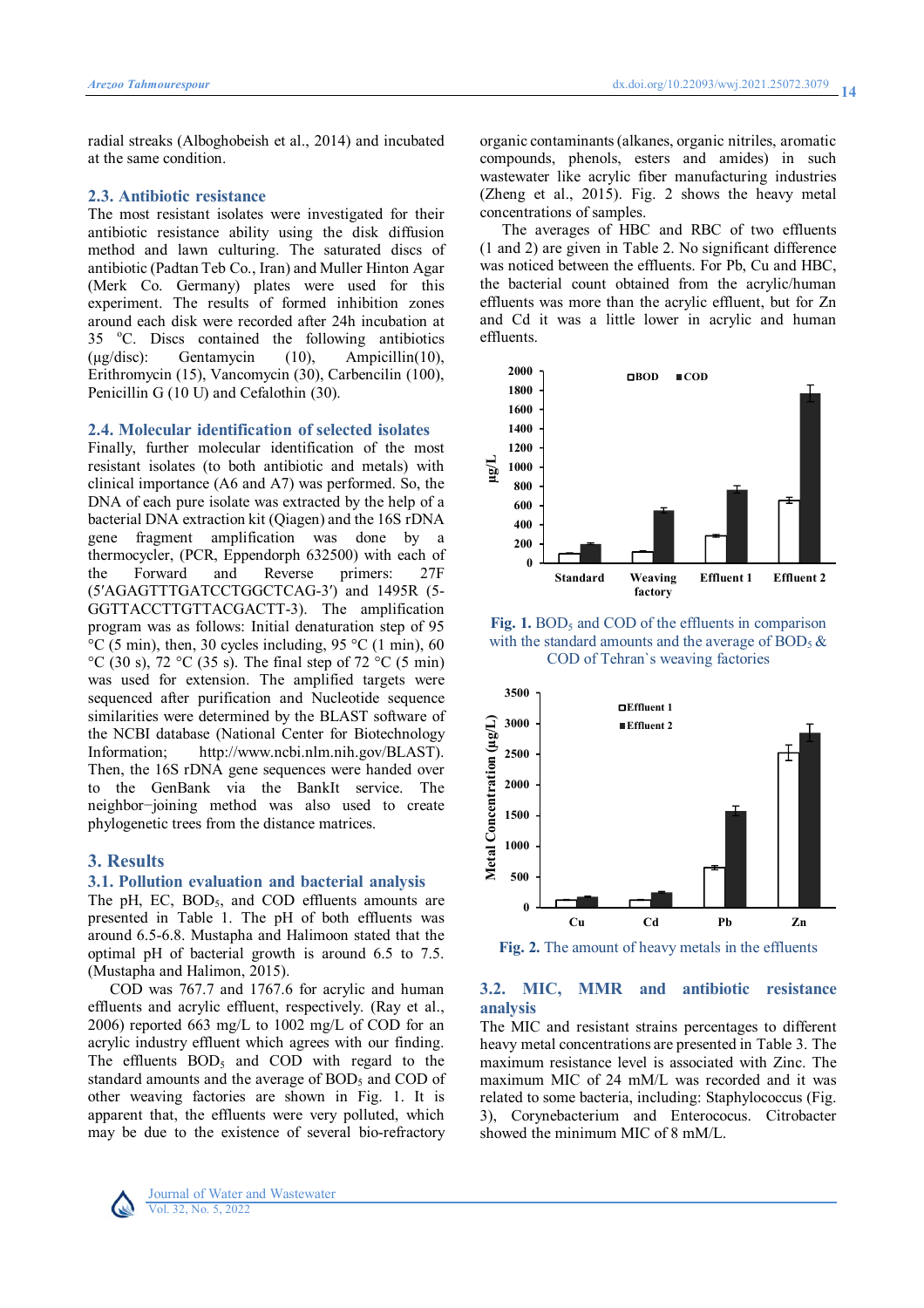radial streaks (Alboghobeish et al., 2014) and incubated at the same condition.

### 2.3. Antibiotic resistance

The most resistant isolates were investigated for their antibiotic resistance ability using the disk diffusion method and lawn culturing. The saturated discs of antibiotic (Padtan Teb Co., Iran) and Muller Hinton Agar (Merk Co. Germany) plates were used for this experiment. The results of formed inhibition zones around each disk were recorded after 24h incubation at 35 °C. Discs contained the following antibiotics (µg/disc): Gentamycin (10), Ampicillin(10), Erithromycin (15), Vancomycin (30), Carbencilin (100), Penicillin G (10 U) and Cefalothin (30).

### 2.4. Molecular identification of selected isolates

Finally, further molecular identification of the most resistant isolates (to both antibiotic and metals) with clinical importance (A6 and A7) was performed. So, the DNA of each pure isolate was extracted by the help of a bacterial DNA extraction kit (Qiagen) and the 16S rDNA gene fragment amplification was done by a thermocycler, (PCR, Eppendorph 632500) with each of the Forward and Reverse primers: 27F (5′AGAGTTTGATCCTGGCTCAG-3′) and 1495R (5-GGTTACCTTGTTACGACTT-3). The amplification program was as follows: Initial denaturation step of 95 °C (5 min), then, 30 cycles including, 95 °C (1 min), 60 °C (30 s), 72 °C (35 s). The final step of 72 °C (5 min) was used for extension. The amplified targets were sequenced after purification and Nucleotide sequence similarities were determined by the BLAST software of the NCBI database (National Center for Biotechnology Information; http://www.ncbi.nlm.nih.gov/BLAST). Then, the 16S rDNA gene sequences were handed over to the GenBank via the BankIt service. The neighbor−joining method was also used to create phylogenetic trees from the distance matrices.

## 3. Results

### 3.1. Pollution evaluation and bacterial analysis

The pH, EC, $BOD_5$, and COD effluents amounts are presented in Table 1. The pH of both effluents was around 6.5-6.8. Mustapha and Halimoon stated that the optimal pH of bacterial growth is around 6.5 to 7.5. (Mustapha and Halimon, 2015).

COD was 767.7 and 1767.6 for acrylic and human effluents and acrylic effluent, respectively. (Ray et al., 2006) reported 663 mg/L to 1002 mg/L of COD for an acrylic industry effluent which agrees with our finding. The effluents $BOD_5$ and COD with regard to the standard amounts and the average of $BOD_5$ and COD of other weaving factories are shown in Fig. 1. It is apparent that, the effluents were very polluted, which may be due to the existence of several bio-refractory organic contaminants (alkanes, organic nitriles, aromatic compounds, phenols, esters and amides) in such wastewater like acrylic fiber manufacturing industries (Zheng et al., 2015). Fig. 2 shows the heavy metal concentrations of samples.

The averages of HBC and RBC of two effluents (1 and 2) are given in Table 2. No significant difference was noticed between the effluents. For Pb, Cu and HBC, the bacterial count obtained from the acrylic/human effluents was more than the acrylic effluent, but for Zn and Cd it was a little lower in acrylic and human effluents.

**Fig. 1.** $BOD_5$ and COD of the effluents in comparison with the standard amounts and the average of $BOD_5$ & COD of Tehran`s weaving factories

**Fig. 2.** The amount of heavy metals in the effluents

### 3.2. MIC, MMR and antibiotic resistance analysis

The MIC and resistant strains percentages to different heavy metal concentrations are presented in Table 3. The maximum resistance level is associated with Zinc. The maximum MIC of 24 mM/L was recorded and it was related to some bacteria, including: Staphylococcus (Fig. 3), Corynebacterium and Enterococus. Citrobacter showed the minimum MIC of 8 mM/L.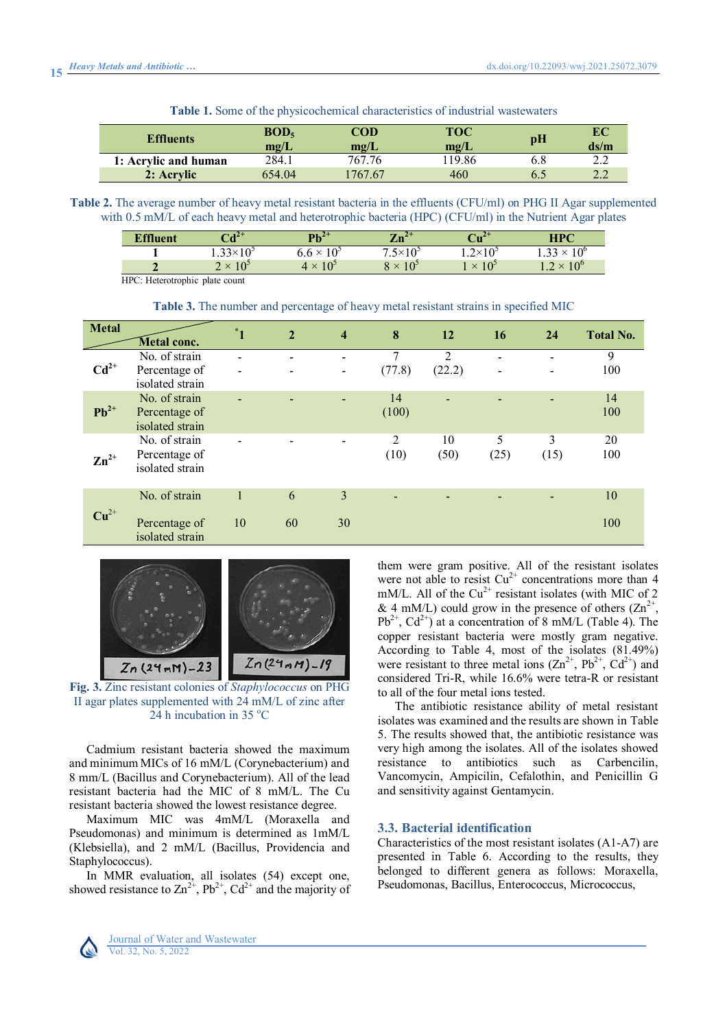**Table 1.** Some of the physicochemical characteristics of industrial wastewaters

| Effluents | $BOD_5$ mg/L | COD mg/L | TOC mg/L | pH | EC ds/m |
|---|---|---|---|---|---|
| 1: Acrylic and human | 284.1 | 767.76 | 119.86 | 6.8 | 2.2 |
| 2: Acrylic | 654.04 | 1767.67 | 460 | 6.5 | 2.2 |

**Table 2.** The average number of heavy metal resistant bacteria in the effluents (CFU/ml) on PHG II Agar supplemented with 0.5 mM/L of each heavy metal and heterotrophic bacteria (HPC) (CFU/ml) in the Nutrient Agar plates

| Effluent | $Cd^{2+}$ | $Pb^{2+}$ | $Zn^{2+}$ | $Cu^{2+}$ | HPC |
|---|---|---|---|---|---|
| 1 | $1.33\times10^5$ | $6.6\times10^5$ | $7.5\times10^5$ | $1.2\times10^5$ | $1.33\times10^6$ |
| 2 | $2\times10^5$ | $4\times10^5$ | $8\times10^5$ | $1\times10^5$ | $1.2\times10^6$ |

HPC: Heterotrophic plate count

**Table 3.** The number and percentage of heavy metal resistant strains in specified MIC

| Metal | Metal conc. | *1 | 2 | 4 | 8 | 12 | 16 | 24 | Total No. |
|---|---|---|---|---|---|---|---|---|---|
| $Cd^{2+}$ | No. of strain | - | - | - | 7 | 2 | - | - | 9 |
| | Percentage of isolated strain | - | - | - | (77.8) | (22.2) | - | - | 100 |
| $Pb^{2+}$ | No. of strain | - | - | - | 14 | - | - | - | 14 |
| | Percentage of isolated strain | | | | (100) | | | | 100 |
| $Zn^{2+}$ | No. of strain | - | - | - | 2 | 10 | 5 | 3 | 20 |
| | Percentage of isolated strain | | | | (10) | (50) | (25) | (15) | 100 |
| $Cu^{2+}$ | No. of strain | 1 | 6 | 3 | - | - | - | - | 10 |
| | Percentage of isolated strain | 10 | 60 | 30 | | | | | 100 |

**Fig. 3.** Zinc resistant colonies of *Staphylococcus* on PHG II agar plates supplemented with 24 mM/L of zinc after 24 h incubation in 35 °C

Cadmium resistant bacteria showed the maximum and minimum MICs of 16 mM/L (Corynebacterium) and 8 mm/L (Bacillus and Corynebacterium). All of the lead resistant bacteria had the MIC of 8 mM/L. The Cu resistant bacteria showed the lowest resistance degree.

Maximum MIC was 4mM/L (Moraxella and Pseudomonas) and minimum is determined as 1mM/L (Klebsiella), and 2 mM/L (Bacillus, Providencia and Staphylococcus).

In MMR evaluation, all isolates (54) except one, showed resistance to $Zn^{2+}$, $Pb^{2+}$, $Cd^{2+}$ and the majority of them were gram positive. All of the resistant isolates were not able to resist $Cu^{2+}$ concentrations more than 4 mM/L. All of the $Cu^{2+}$ resistant isolates (with MIC of 2 & 4 mM/L) could grow in the presence of others ($Zn^{2+}$, $Pb^{2+}$, $Cd^{2+}$) at a concentration of 8 mM/L (Table 4). The copper resistant bacteria were mostly gram negative. According to Table 4, most of the isolates (81.49%) were resistant to three metal ions ($Zn^{2+}$, $Pb^{2+}$, $Cd^{2+}$) and considered Tri-R, while 16.6% were tetra-R or resistant to all of the four metal ions tested.

The antibiotic resistance ability of metal resistant isolates was examined and the results are shown in Table 5. The results showed that, the antibiotic resistance was very high among the isolates. All of the isolates showed resistance to antibiotics such as Carbencilin, Vancomycin, Ampicilin, Cefalothin, and Penicillin G and sensitivity against Gentamycin.

### 3.3. Bacterial identification

Characteristics of the most resistant isolates (A1-A7) are presented in Table 6. According to the results, they belonged to different genera as follows: Moraxella, Pseudomonas, Bacillus, Enterococcus, Micrococcus,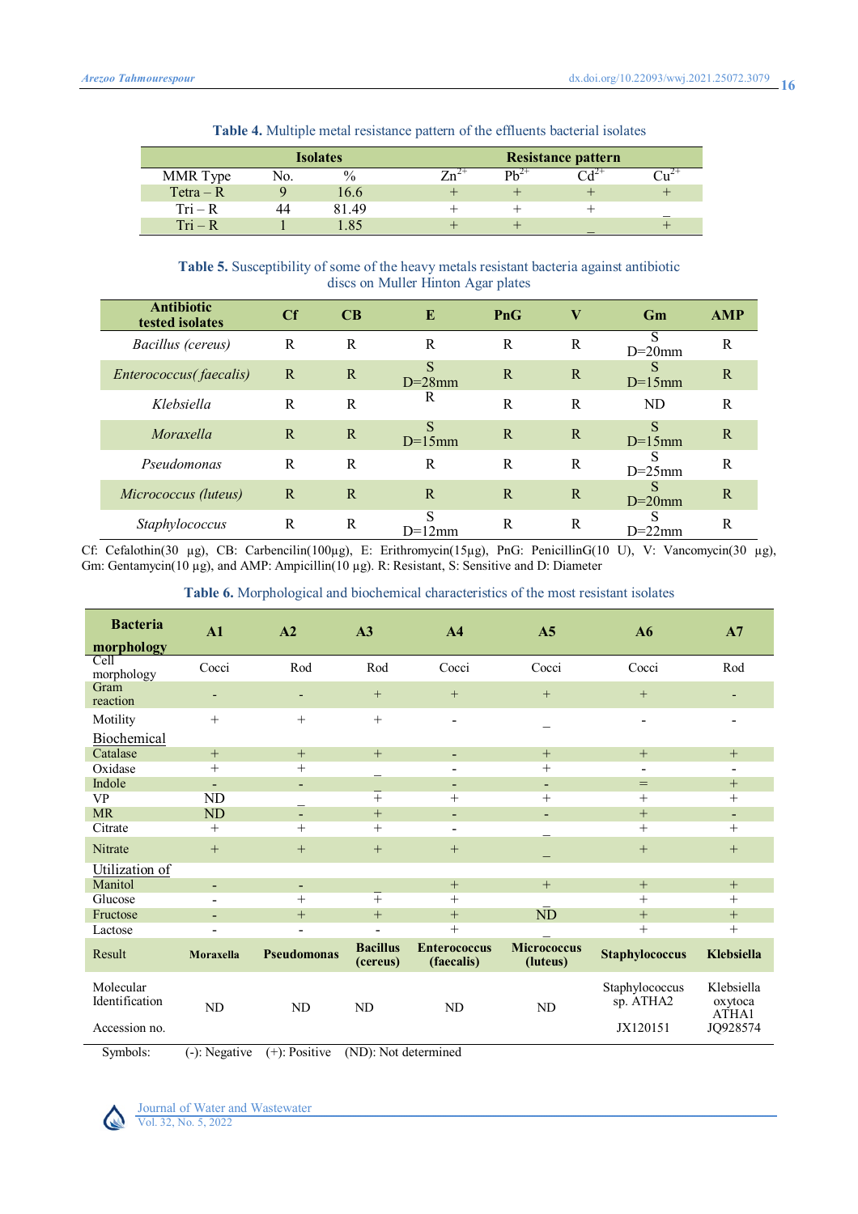**Table 4.** Multiple metal resistance pattern of the effluents bacterial isolates

| Isolates | | | Resistance pattern | | | |
|---|---|---|---|---|---|---|
| MMR Type | No. | % | $Zn^{2+}$ | $Pb^{2+}$ | $Cd^{2+}$ | $Cu^{2+}$ |
| Tetra – R | 9 | 16.6 | + | + | + | + |
| Tri – R | 44 | 81.49 | + | + | + | _ |
| Tri – R | 1 | 1.85 | + | + | _ | + |

**Table 5.** Susceptibility of some of the heavy metals resistant bacteria against antibiotic discs on Muller Hinton Agar plates

| Antibiotic tested isolates | Cf | CB | E | PnG | V | Gm | AMP |
|---|---|---|---|---|---|---|---|
| *Bacillus (cereus)* | R | R | R | R | R | S D=20mm | R |
| *Enterococcus( faecalis)* | R | R | S D=28mm | R | R | S D=15mm | R |
| *Klebsiella* | R | R | R | R | R | ND | R |
| *Moraxella* | R | R | S D=15mm | R | R | S D=15mm | R |
| *Pseudomonas* | R | R | R | R | R | S D=25mm | R |
| *Micrococcus (luteus)* | R | R | R | R | R | S D=20mm | R |
| *Staphylococcus* | R | R | S D=12mm | R | R | S D=22mm | R |

Cf: Cefalothin(30 µg), CB: Carbencilin(100µg), E: Erithromycin(15µg), PnG: PenicillinG(10 U), V: Vancomycin(30 µg), Gm: Gentamycin(10 µg), and AMP: Ampicillin(10 µg). R: Resistant, S: Sensitive and D: Diameter

**Table 6.** Morphological and biochemical characteristics of the most resistant isolates

| Bacteria morphology | A1 | A2 | A3 | A4 | A5 | A6 | A7 |
|---|---|---|---|---|---|---|---|
| Cell morphology | Cocci | Rod | Rod | Cocci | Cocci | Cocci | Rod |
| Gram reaction | - | - | + | + | + | + | - |
| Motility | + | + | + | - | _ | - | - |
| Biochemical | | | | | | | |
| Catalase | + | + | + | - | + | + | + |
| Oxidase | + | + | _ | - | + | - | - |
| Indole | - | - | _ | - | - | = | + |
| VP | ND | _ | + | + | + | + | + |
| MR | ND | - | + | - | - | + | - |
| Citrate | + | + | + | - | _ | + | + |
| Nitrate | + | + | + | + | _ | + | + |
| Utilization of | | | | | | | |
| Manitol | - | - | _ | + | + | + | + |
| Glucose | - | + | + | + | _ | + | + |
| Fructose | - | + | + | + | ND | + | + |
| Lactose | - | - | - | + | _ | + | + |
| Result | **Moraxella** | **Pseudomonas** | **Bacillus (cereus)** | **Enterococcus (faecalis)** | **Micrococcus (luteus)** | **Staphylococcus** | **Klebsiella** |
| Molecular Identification | ND | ND | ND | ND | ND | Staphylococcus sp. ATHA2 | Klebsiella oxytoca ATHA1 |
| Accession no. | | | | | | JX120151 | JQ928574 |

Symbols: (-): Negative (+): Positive (ND): Not determined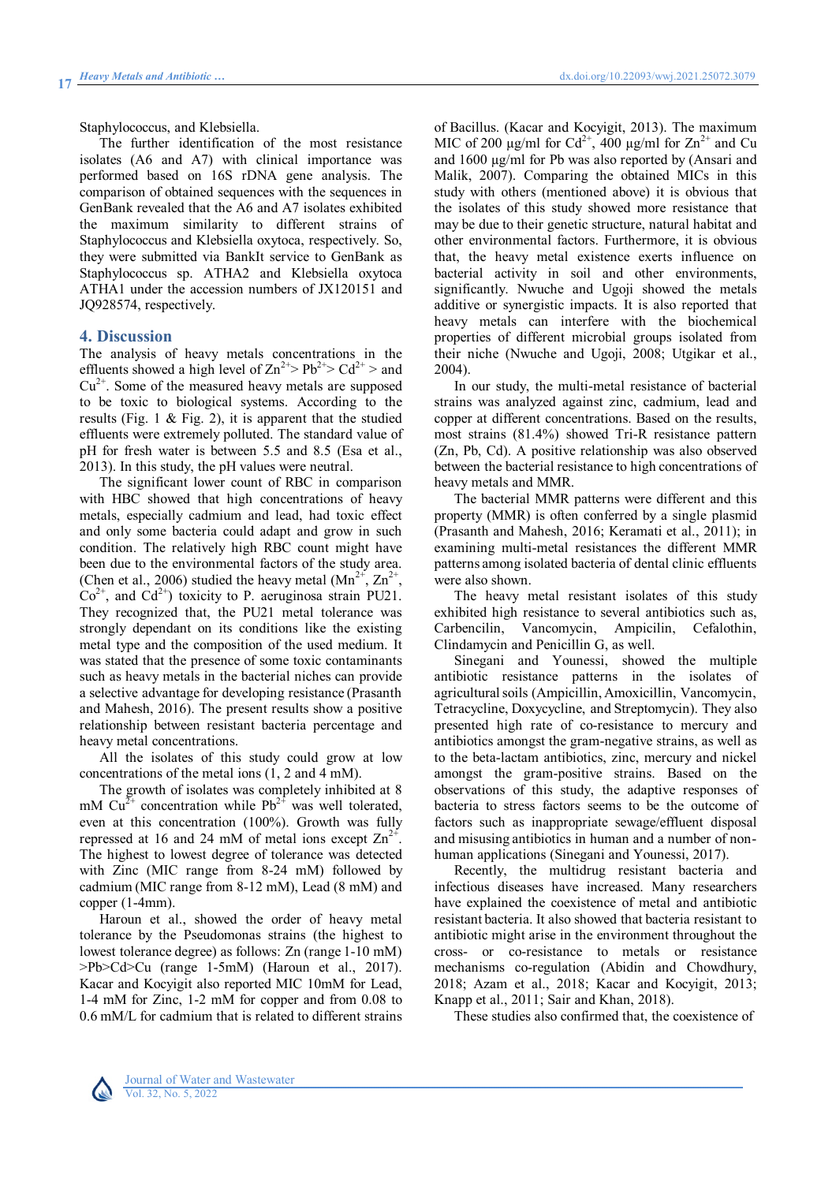Staphylococcus, and Klebsiella.

The further identification of the most resistance isolates (A6 and A7) with clinical importance was performed based on 16S rDNA gene analysis. The comparison of obtained sequences with the sequences in GenBank revealed that the A6 and A7 isolates exhibited the maximum similarity to different strains of Staphylococcus and Klebsiella oxytoca, respectively. So, they were submitted via BankIt service to GenBank as Staphylococcus sp. ATHA2 and Klebsiella oxytoca ATHA1 under the accession numbers of JX120151 and JQ928574, respectively.

## 4. Discussion

The analysis of heavy metals concentrations in the effluents showed a high level of $Zn^{2+}$> $Pb^{2+}$> $Cd^{2+}$ > and $Cu^{2+}$. Some of the measured heavy metals are supposed to be toxic to biological systems. According to the results (Fig. 1 & Fig. 2), it is apparent that the studied effluents were extremely polluted. The standard value of pH for fresh water is between 5.5 and 8.5 (Esa et al., 2013). In this study, the pH values were neutral.

The significant lower count of RBC in comparison with HBC showed that high concentrations of heavy metals, especially cadmium and lead, had toxic effect and only some bacteria could adapt and grow in such condition. The relatively high RBC count might have been due to the environmental factors of the study area. (Chen et al., 2006) studied the heavy metal ($Mn^{2+}$, $Zn^{2+}$, $Co^{2+}$, and $Cd^{2+}$) toxicity to P. aeruginosa strain PU21. They recognized that, the PU21 metal tolerance was strongly dependant on its conditions like the existing metal type and the composition of the used medium. It was stated that the presence of some toxic contaminants such as heavy metals in the bacterial niches can provide a selective advantage for developing resistance (Prasanth and Mahesh, 2016). The present results show a positive relationship between resistant bacteria percentage and heavy metal concentrations.

All the isolates of this study could grow at low concentrations of the metal ions (1, 2 and 4 mM).

The growth of isolates was completely inhibited at 8 mM $Cu^{2+}$ concentration while $Pb^{2+}$ was well tolerated, even at this concentration (100%). Growth was fully repressed at 16 and 24 mM of metal ions except $Zn^{2+}$. The highest to lowest degree of tolerance was detected with Zinc (MIC range from 8-24 mM) followed by cadmium (MIC range from 8-12 mM), Lead (8 mM) and copper (1-4mm).

Haroun et al., showed the order of heavy metal tolerance by the Pseudomonas strains (the highest to lowest tolerance degree) as follows: Zn (range 1-10 mM) >Pb>Cd>Cu (range 1-5mM) (Haroun et al., 2017). Kacar and Kocyigit also reported MIC 10mM for Lead, 1-4 mM for Zinc, 1-2 mM for copper and from 0.08 to 0.6 mM/L for cadmium that is related to different strains of Bacillus. (Kacar and Kocyigit, 2013). The maximum MIC of 200 µg/ml for $Cd^{2+}$, 400 µg/ml for $Zn^{2+}$ and Cu and 1600 µg/ml for Pb was also reported by (Ansari and Malik, 2007). Comparing the obtained MICs in this study with others (mentioned above) it is obvious that the isolates of this study showed more resistance that may be due to their genetic structure, natural habitat and other environmental factors. Furthermore, it is obvious that, the heavy metal existence exerts influence on bacterial activity in soil and other environments, significantly. Nwuche and Ugoji showed the metals additive or synergistic impacts. It is also reported that heavy metals can interfere with the biochemical properties of different microbial groups isolated from their niche (Nwuche and Ugoji, 2008; Utgikar et al., 2004).

In our study, the multi-metal resistance of bacterial strains was analyzed against zinc, cadmium, lead and copper at different concentrations. Based on the results, most strains (81.4%) showed Tri-R resistance pattern (Zn, Pb, Cd). A positive relationship was also observed between the bacterial resistance to high concentrations of heavy metals and MMR.

The bacterial MMR patterns were different and this property (MMR) is often conferred by a single plasmid (Prasanth and Mahesh, 2016; Keramati et al., 2011); in examining multi-metal resistances the different MMR patterns among isolated bacteria of dental clinic effluents were also shown.

The heavy metal resistant isolates of this study exhibited high resistance to several antibiotics such as, Carbencilin, Vancomycin, Ampicilin, Cefalothin, Clindamycin and Penicillin G, as well.

Sinegani and Younessi, showed the multiple antibiotic resistance patterns in the isolates of agricultural soils (Ampicillin, Amoxicillin, Vancomycin, Tetracycline, Doxycycline, and Streptomycin). They also presented high rate of co-resistance to mercury and antibiotics amongst the gram-negative strains, as well as to the beta-lactam antibiotics, zinc, mercury and nickel amongst the gram-positive strains. Based on the observations of this study, the adaptive responses of bacteria to stress factors seems to be the outcome of factors such as inappropriate sewage/effluent disposal and misusing antibiotics in human and a number of non-human applications (Sinegani and Younessi, 2017).

Recently, the multidrug resistant bacteria and infectious diseases have increased. Many researchers have explained the coexistence of metal and antibiotic resistant bacteria. It also showed that bacteria resistant to antibiotic might arise in the environment throughout the cross- or co-resistance to metals or resistance mechanisms co-regulation (Abidin and Chowdhury, 2018; Azam et al., 2018; Kacar and Kocyigit, 2013; Knapp et al., 2011; Sair and Khan, 2018).

These studies also confirmed that, the coexistence of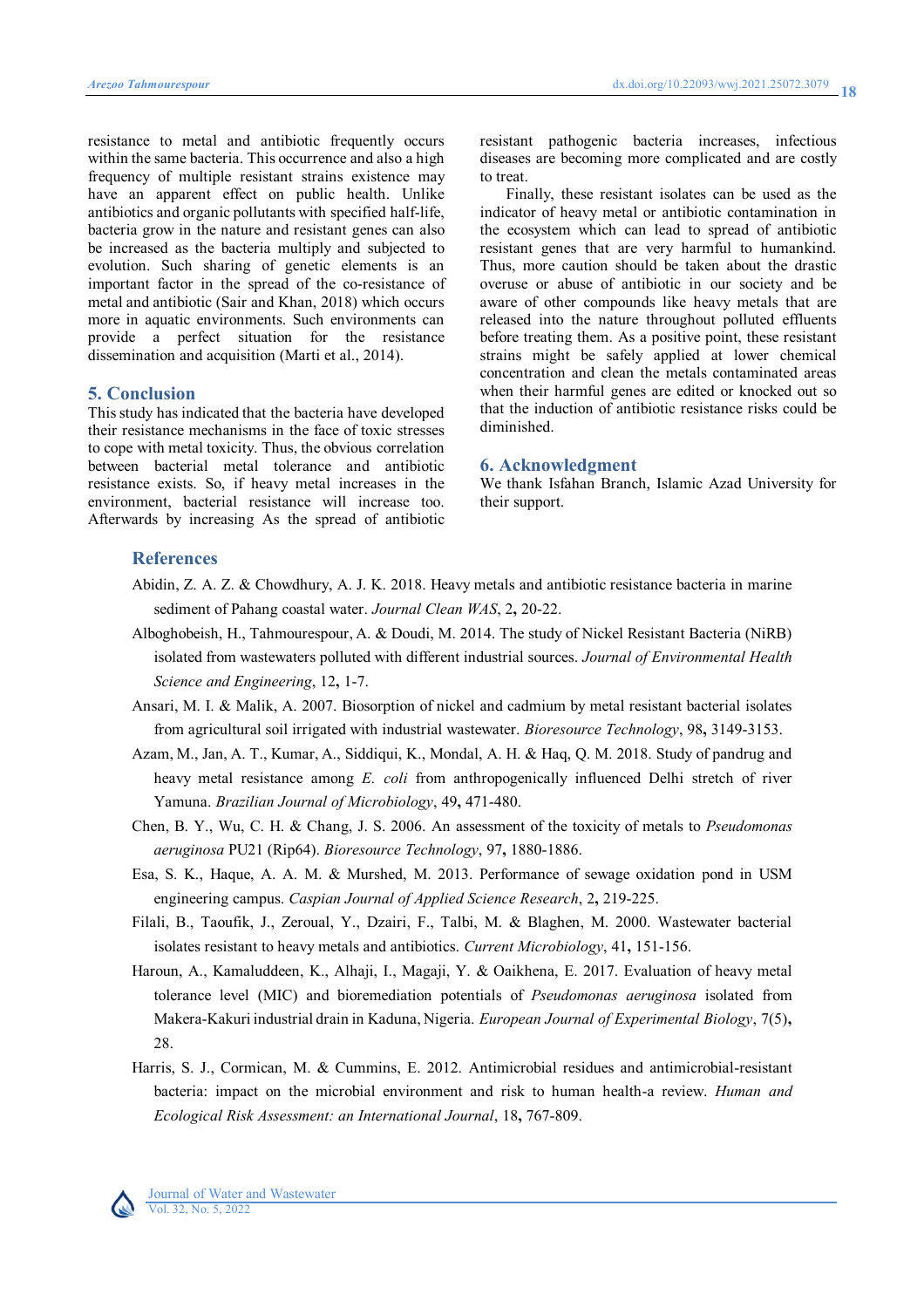resistance to metal and antibiotic frequently occurs within the same bacteria. This occurrence and also a high frequency of multiple resistant strains existence may have an apparent effect on public health. Unlike antibiotics and organic pollutants with specified half-life, bacteria grow in the nature and resistant genes can also be increased as the bacteria multiply and subjected to evolution. Such sharing of genetic elements is an important factor in the spread of the co-resistance of metal and antibiotic (Sair and Khan, 2018) which occurs more in aquatic environments. Such environments can provide a perfect situation for the resistance dissemination and acquisition (Marti et al., 2014).

## 5. Conclusion

This study has indicated that the bacteria have developed their resistance mechanisms in the face of toxic stresses to cope with metal toxicity. Thus, the obvious correlation between bacterial metal tolerance and antibiotic resistance exists. So, if heavy metal increases in the environment, bacterial resistance will increase too. Afterwards by increasing As the spread of antibiotic resistant pathogenic bacteria increases, infectious diseases are becoming more complicated and are costly to treat.

Finally, these resistant isolates can be used as the indicator of heavy metal or antibiotic contamination in the ecosystem which can lead to spread of antibiotic resistant genes that are very harmful to humankind. Thus, more caution should be taken about the drastic overuse or abuse of antibiotic in our society and be aware of other compounds like heavy metals that are released into the nature throughout polluted effluents before treating them. As a positive point, these resistant strains might be safely applied at lower chemical concentration and clean the metals contaminated areas when their harmful genes are edited or knocked out so that the induction of antibiotic resistance risks could be diminished.

## 6. Acknowledgment

We thank Isfahan Branch, Islamic Azad University for their support.

## References

Abidin, Z. A. Z. & Chowdhury, A. J. K. 2018. Heavy metals and antibiotic resistance bacteria in marine sediment of Pahang coastal water. *Journal Clean WAS*, 2**,** 20-22.

Alboghobeish, H., Tahmourespour, A. & Doudi, M. 2014. The study of Nickel Resistant Bacteria (NiRB) isolated from wastewaters polluted with different industrial sources. *Journal of Environmental Health Science and Engineering*, 12**,** 1-7.

Ansari, M. I. & Malik, A. 2007. Biosorption of nickel and cadmium by metal resistant bacterial isolates from agricultural soil irrigated with industrial wastewater. *Bioresource Technology*, 98**,** 3149-3153.

Azam, M., Jan, A. T., Kumar, A., Siddiqui, K., Mondal, A. H. & Haq, Q. M. 2018. Study of pandrug and heavy metal resistance among *E. coli* from anthropogenically influenced Delhi stretch of river Yamuna. *Brazilian Journal of Microbiology*, 49**,** 471-480.

Chen, B. Y., Wu, C. H. & Chang, J. S. 2006. An assessment of the toxicity of metals to *Pseudomonas aeruginosa* PU21 (Rip64). *Bioresource Technology*, 97**,** 1880-1886.

Esa, S. K., Haque, A. A. M. & Murshed, M. 2013. Performance of sewage oxidation pond in USM engineering campus. *Caspian Journal of Applied Science Research*, 2**,** 219-225.

Filali, B., Taoufik, J., Zeroual, Y., Dzairi, F., Talbi, M. & Blaghen, M. 2000. Wastewater bacterial isolates resistant to heavy metals and antibiotics. *Current Microbiology*, 41**,** 151-156.

Haroun, A., Kamaluddeen, K., Alhaji, I., Magaji, Y. & Oaikhena, E. 2017. Evaluation of heavy metal tolerance level (MIC) and bioremediation potentials of *Pseudomonas aeruginosa* isolated from Makera-Kakuri industrial drain in Kaduna, Nigeria. *European Journal of Experimental Biology*, 7(5)**,** 28.

Harris, S. J., Cormican, M. & Cummins, E. 2012. Antimicrobial residues and antimicrobial-resistant bacteria: impact on the microbial environment and risk to human health-a review. *Human and Ecological Risk Assessment: an International Journal*, 18**,** 767-809.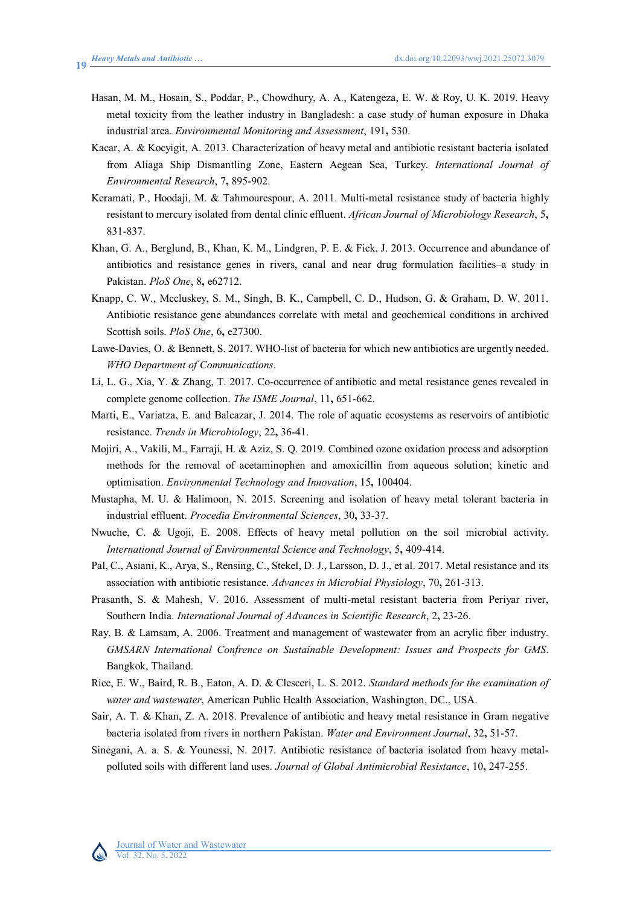Hasan, M. M., Hosain, S., Poddar, P., Chowdhury, A. A., Katengeza, E. W. & Roy, U. K. 2019. Heavy metal toxicity from the leather industry in Bangladesh: a case study of human exposure in Dhaka industrial area. *Environmental Monitoring and Assessment*, 191**,** 530.

Kacar, A. & Kocyigit, A. 2013. Characterization of heavy metal and antibiotic resistant bacteria isolated from Aliaga Ship Dismantling Zone, Eastern Aegean Sea, Turkey. *International Journal of Environmental Research*, 7**,** 895-902.

Keramati, P., Hoodaji, M. & Tahmourespour, A. 2011. Multi-metal resistance study of bacteria highly resistant to mercury isolated from dental clinic effluent. *African Journal of Microbiology Research*, 5**,** 831-837.

Khan, G. A., Berglund, B., Khan, K. M., Lindgren, P. E. & Fick, J. 2013. Occurrence and abundance of antibiotics and resistance genes in rivers, canal and near drug formulation facilities–a study in Pakistan. *PloS One*, 8**,** e62712.

Knapp, C. W., Mccluskey, S. M., Singh, B. K., Campbell, C. D., Hudson, G. & Graham, D. W. 2011. Antibiotic resistance gene abundances correlate with metal and geochemical conditions in archived Scottish soils. *PloS One*, 6**,** e27300.

Lawe-Davies, O. & Bennett, S. 2017. WHO-list of bacteria for which new antibiotics are urgently needed. *WHO Department of Communications*.

Li, L. G., Xia, Y. & Zhang, T. 2017. Co-occurrence of antibiotic and metal resistance genes revealed in complete genome collection. *The ISME Journal*, 11**,** 651-662.

Marti, E., Variatza, E. and Balcazar, J. 2014. The role of aquatic ecosystems as reservoirs of antibiotic resistance. *Trends in Microbiology*, 22**,** 36-41.

Mojiri, A., Vakili, M., Farraji, H. & Aziz, S. Q. 2019. Combined ozone oxidation process and adsorption methods for the removal of acetaminophen and amoxicillin from aqueous solution; kinetic and optimisation. *Environmental Technology and Innovation*, 15**,** 100404.

Mustapha, M. U. & Halimoon, N. 2015. Screening and isolation of heavy metal tolerant bacteria in industrial effluent. *Procedia Environmental Sciences*, 30**,** 33-37.

Nwuche, C. & Ugoji, E. 2008. Effects of heavy metal pollution on the soil microbial activity. *International Journal of Environmental Science and Technology*, 5**,** 409-414.

Pal, C., Asiani, K., Arya, S., Rensing, C., Stekel, D. J., Larsson, D. J., et al. 2017. Metal resistance and its association with antibiotic resistance. *Advances in Microbial Physiology*, 70**,** 261-313.

Prasanth, S. & Mahesh, V. 2016. Assessment of multi-metal resistant bacteria from Periyar river, Southern India. *International Journal of Advances in Scientific Research*, 2**,** 23-26.

Ray, B. & Lamsam, A. 2006. Treatment and management of wastewater from an acrylic fiber industry. *GMSARN International Confrence on Sustainable Development: Issues and Prospects for GMS*. Bangkok, Thailand.

Rice, E. W., Baird, R. B., Eaton, A. D. & Clesceri, L. S. 2012. *Standard methods for the examination of water and wastewater*, American Public Health Association, Washington, DC., USA.

Sair, A. T. & Khan, Z. A. 2018. Prevalence of antibiotic and heavy metal resistance in Gram negative bacteria isolated from rivers in northern Pakistan. *Water and Environment Journal*, 32**,** 51-57.

Sinegani, A. a. S. & Younessi, N. 2017. Antibiotic resistance of bacteria isolated from heavy metal-polluted soils with different land uses. *Journal of Global Antimicrobial Resistance*, 10**,** 247-255.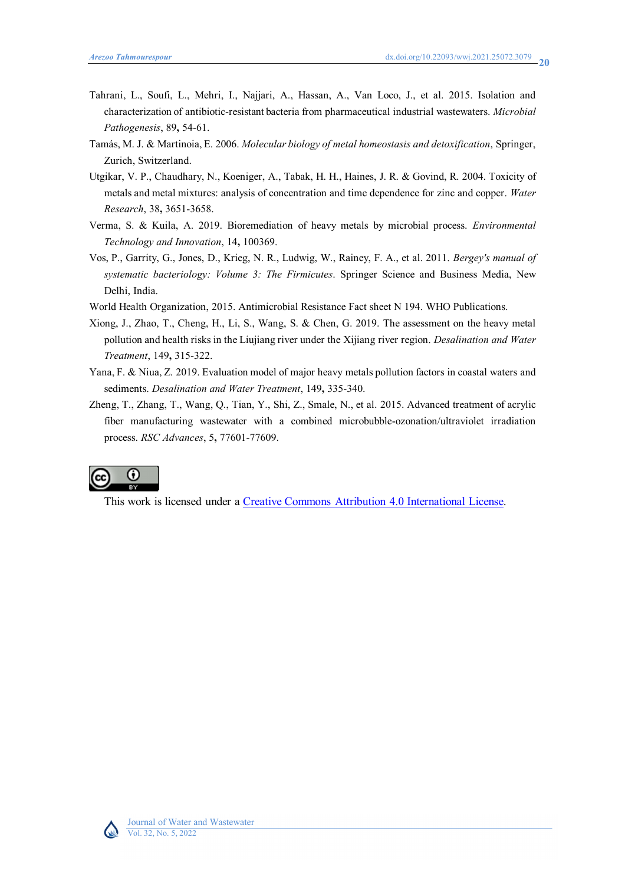Tahrani, L., Soufi, L., Mehri, I., Najjari, A., Hassan, A., Van Loco, J., et al. 2015. Isolation and characterization of antibiotic-resistant bacteria from pharmaceutical industrial wastewaters. *Microbial Pathogenesis*, 89**,** 54-61.

Tamás, M. J. & Martinoia, E. 2006. *Molecular biology of metal homeostasis and detoxification*, Springer, Zurich, Switzerland.

Utgikar, V. P., Chaudhary, N., Koeniger, A., Tabak, H. H., Haines, J. R. & Govind, R. 2004. Toxicity of metals and metal mixtures: analysis of concentration and time dependence for zinc and copper. *Water Research*, 38**,** 3651-3658.

Verma, S. & Kuila, A. 2019. Bioremediation of heavy metals by microbial process. *Environmental Technology and Innovation*, 14**,** 100369.

Vos, P., Garrity, G., Jones, D., Krieg, N. R., Ludwig, W., Rainey, F. A., et al. 2011. *Bergey's manual of systematic bacteriology: Volume 3: The Firmicutes*. Springer Science and Business Media, New Delhi, India.

World Health Organization, 2015. Antimicrobial Resistance Fact sheet N 194. WHO Publications.

Xiong, J., Zhao, T., Cheng, H., Li, S., Wang, S. & Chen, G. 2019. The assessment on the heavy metal pollution and health risks in the Liujiang river under the Xijiang river region. *Desalination and Water Treatment*, 149**,** 315-322.

Yana, F. & Niua, Z. 2019. Evaluation model of major heavy metals pollution factors in coastal waters and sediments. *Desalination and Water Treatment*, 149**,** 335-340.

Zheng, T., Zhang, T., Wang, Q., Tian, Y., Shi, Z., Smale, N., et al. 2015. Advanced treatment of acrylic fiber manufacturing wastewater with a combined microbubble-ozonation/ultraviolet irradiation process. *RSC Advances*, 5**,** 77601-77609.

This work is licensed under a [Creative Commons Attribution 4.0 International License](http://creativecommons.org/licenses/by/4.0/).